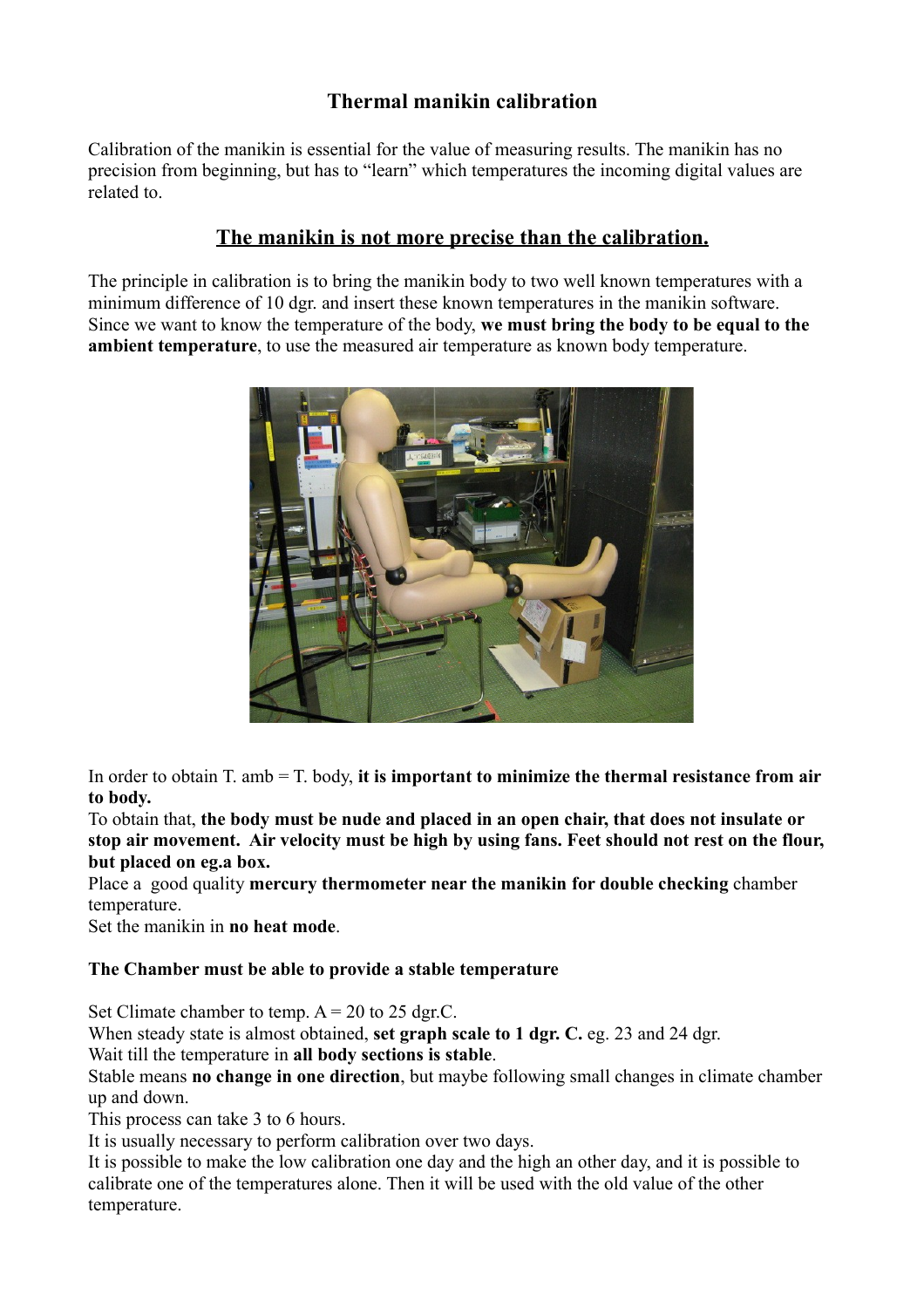# Thermal manikin calibration

Calibration of the manikin is essential for the value of measuring results. The manikin has no precision from beginning, but has to "learn" which temperatures the incoming digital values are related to.

## The manikin is not more precise than the calibration.

The principle in calibration is to bring the manikin body to two well known temperatures with a minimum difference of 10 dgr. and insert these known temperatures in the manikin software. Since we want to know the temperature of the body, **we must bring the body to be equal to the ambient temperature**, to use the measured air temperature as known body temperature.

In order to obtain T. amb = T. body, **it is important to minimize the thermal resistance from air to body.**

To obtain that, **the body must be nude and placed in an open chair, that does not insulate or stop air movement. Air velocity must be high by using fans. Feet should not rest on the flour, but placed on eg.a box.**

Place a good quality **mercury thermometer near the manikin for double checking** chamber temperature.

Set the manikin in **no heat mode**.

**The Chamber must be able to provide a stable temperature**

Set Climate chamber to temp. A = 20 to 25 dgr.C.

When steady state is almost obtained, **set graph scale to 1 dgr. C.** eg. 23 and 24 dgr.

Wait till the temperature in **all body sections is stable**.

Stable means **no change in one direction**, but maybe following small changes in climate chamber up and down.

This process can take 3 to 6 hours.

It is usually necessary to perform calibration over two days.

It is possible to make the low calibration one day and the high an other day, and it is possible to calibrate one of the temperatures alone. Then it will be used with the old value of the other temperature.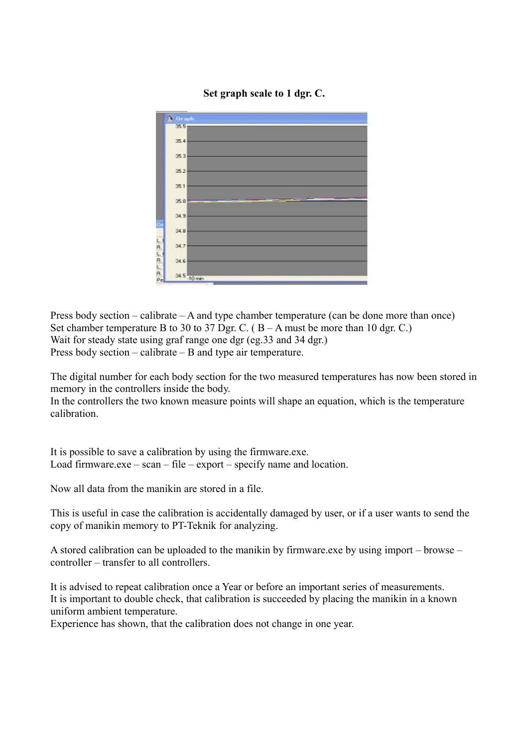**Set graph scale to 1 dgr. C.**

Graph

35.5
35.4
35.3
35.2
35.1
35.0
34.9
34.8
34.7
34.6
34.5
-10 min

Press body section – calibrate – A and type chamber temperature (can be done more than once)
Set chamber temperature B to 30 to 37 Dgr. C. ( B – A must be more than 10 dgr. C.)
Wait for steady state using graf range one dgr (eg.33 and 34 dgr.)
Press body section – calibrate – B and type air temperature.

The digital number for each body section for the two measured temperatures has now been stored in memory in the controllers inside the body.
In the controllers the two known measure points will shape an equation, which is the temperature calibration.

It is possible to save a calibration by using the firmware.exe.
Load firmware.exe – scan – file – export – specify name and location.

Now all data from the manikin are stored in a file.

This is useful in case the calibration is accidentally damaged by user, or if a user wants to send the copy of manikin memory to PT-Teknik for analyzing.

A stored calibration can be uploaded to the manikin by firmware.exe by using import – browse – controller – transfer to all controllers.

It is advised to repeat calibration once a Year or before an important series of measurements.
It is important to double check, that calibration is succeeded by placing the manikin in a known uniform ambient temperature.
Experience has shown, that the calibration does not change in one year.